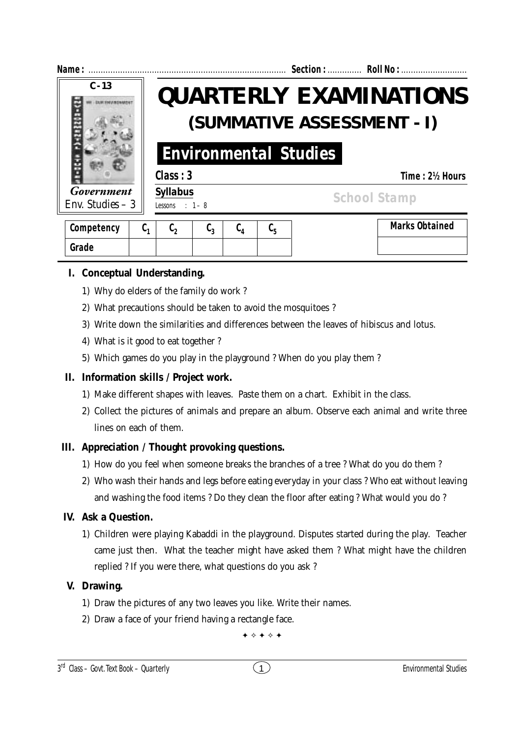Name : ................................................................................ Section : ............. Roll No : ...........................

C - 13

*Government*
Env. Studies – 3

# QUARTERLY EXAMINATIONS
## (SUMMATIVE ASSESSMENT - I)

## Environmental Studies

**Class : 3** **Time : 2½ Hours**

**Syllabus**
Lessons : 1 – 8

School Stamp

| Competency | $C_1$ | $C_2$ | $C_3$ | $C_4$ | $C_5$ |
|---|---|---|---|---|---|
| Grade | | | | | |

| Marks Obtained |
|---|
| |

**I. Conceptual Understanding.**

1) Why do elders of the family do work ?
2) What precautions should be taken to avoid the mosquitoes ?
3) Write down the similarities and differences between the leaves of hibiscus and lotus.
4) What is it good to eat together ?
5) Which games do you play in the playground ? When do you play them ?

**II. Information skills / Project work.**

1) Make different shapes with leaves. Paste them on a chart. Exhibit in the class.
2) Collect the pictures of animals and prepare an album. Observe each animal and write three lines on each of them.

**III. Appreciation / Thought provoking questions.**

1) How do you feel when someone breaks the branches of a tree ? What do you do them ?
2) Who wash their hands and legs before eating everyday in your class ? Who eat without leaving and washing the food items ? Do they clean the floor after eating ? What would you do ?

**IV. Ask a Question.**

1) Children were playing Kabaddi in the playground. Disputes started during the play. Teacher came just then. What the teacher might have asked them ? What might have the children replied ? If you were there, what questions do you ask ?

**V. Drawing.**

1) Draw the pictures of any two leaves you like. Write their names.
2) Draw a face of your friend having a rectangle face.

✦ ✧ ✦ ✧ ✦